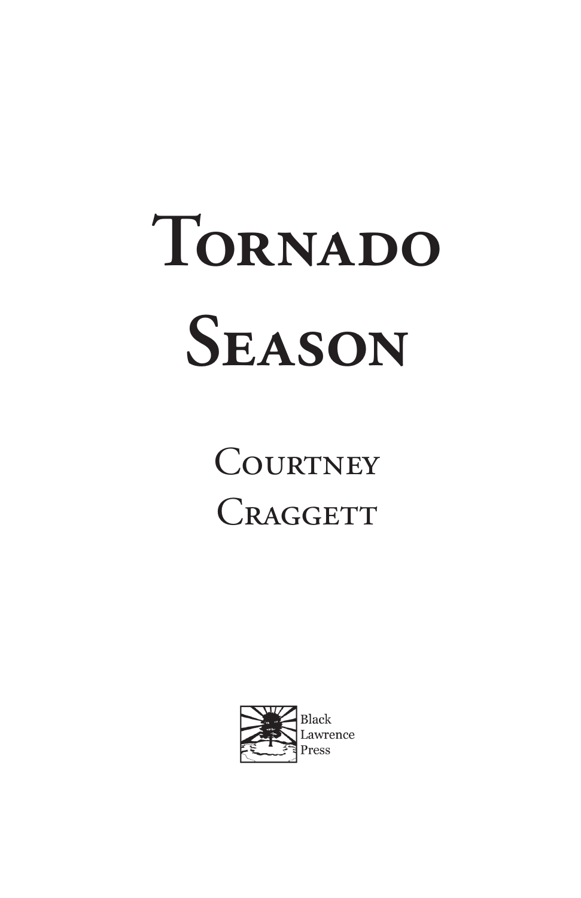# Tornado Season

## Courtney Craggett

Black Lawrence Press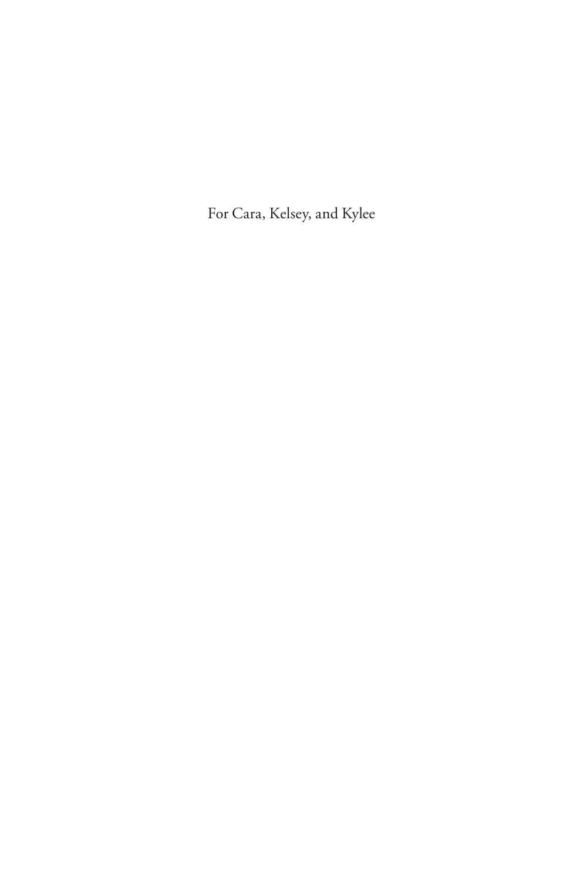For Cara, Kelsey, and Kylee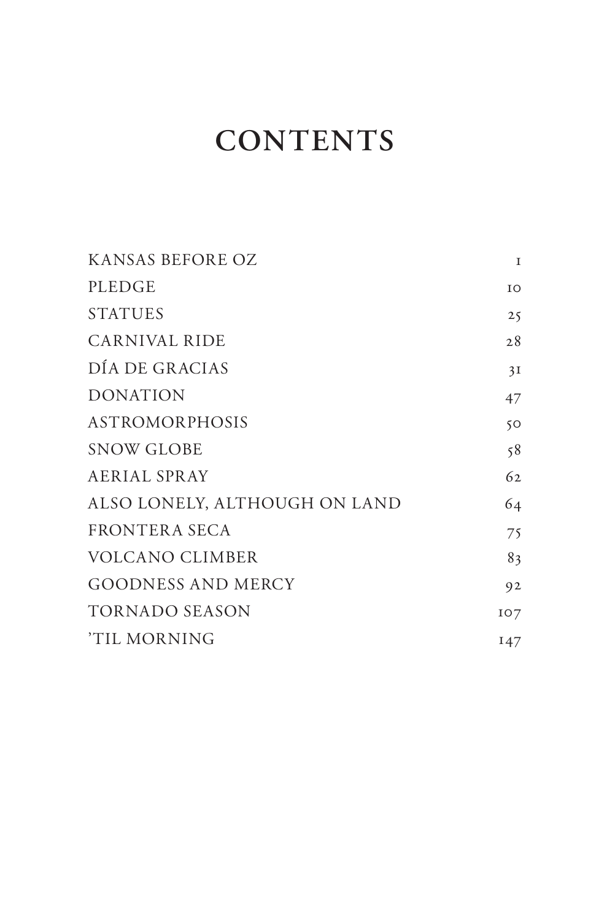# CONTENTS

| | |
|---|---|
| KANSAS BEFORE OZ | 1 |
| PLEDGE | 10 |
| STATUES | 25 |
| CARNIVAL RIDE | 28 |
| DÍA DE GRACIAS | 31 |
| DONATION | 47 |
| ASTROMORPHOSIS | 50 |
| SNOW GLOBE | 58 |
| AERIAL SPRAY | 62 |
| ALSO LONELY, ALTHOUGH ON LAND | 64 |
| FRONTERA SECA | 75 |
| VOLCANO CLIMBER | 83 |
| GOODNESS AND MERCY | 92 |
| TORNADO SEASON | 107 |
| 'TIL MORNING | 147 |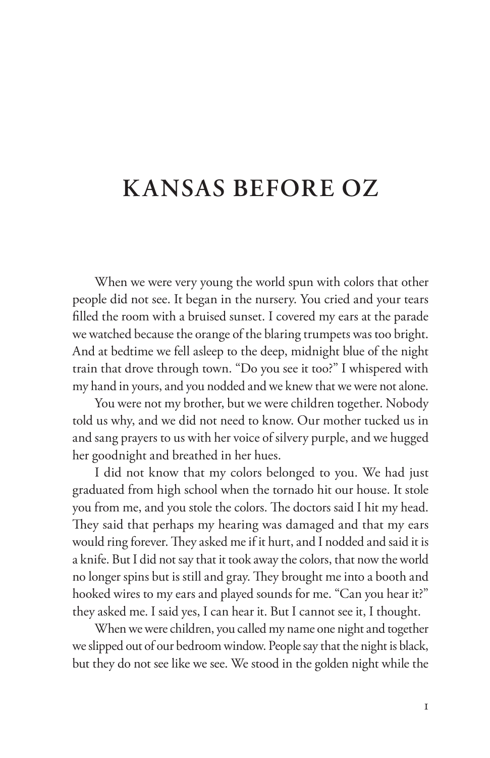# KANSAS BEFORE OZ

When we were very young the world spun with colors that other people did not see. It began in the nursery. You cried and your tears filled the room with a bruised sunset. I covered my ears at the parade we watched because the orange of the blaring trumpets was too bright. And at bedtime we fell asleep to the deep, midnight blue of the night train that drove through town. "Do you see it too?" I whispered with my hand in yours, and you nodded and we knew that we were not alone.

You were not my brother, but we were children together. Nobody told us why, and we did not need to know. Our mother tucked us in and sang prayers to us with her voice of silvery purple, and we hugged her goodnight and breathed in her hues.

I did not know that my colors belonged to you. We had just graduated from high school when the tornado hit our house. It stole you from me, and you stole the colors. The doctors said I hit my head. They said that perhaps my hearing was damaged and that my ears would ring forever. They asked me if it hurt, and I nodded and said it is a knife. But I did not say that it took away the colors, that now the world no longer spins but is still and gray. They brought me into a booth and hooked wires to my ears and played sounds for me. "Can you hear it?" they asked me. I said yes, I can hear it. But I cannot see it, I thought.

When we were children, you called my name one night and together we slipped out of our bedroom window. People say that the night is black, but they do not see like we see. We stood in the golden night while the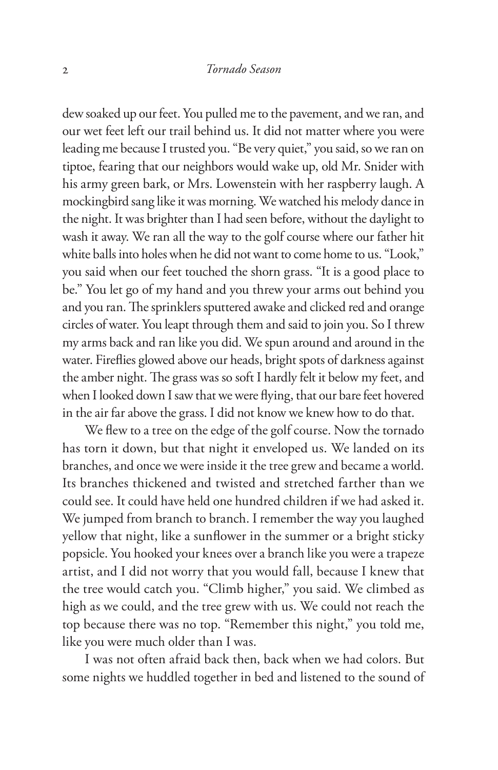dew soaked up our feet. You pulled me to the pavement, and we ran, and our wet feet left our trail behind us. It did not matter where you were leading me because I trusted you. "Be very quiet," you said, so we ran on tiptoe, fearing that our neighbors would wake up, old Mr. Snider with his army green bark, or Mrs. Lowenstein with her raspberry laugh. A mockingbird sang like it was morning. We watched his melody dance in the night. It was brighter than I had seen before, without the daylight to wash it away. We ran all the way to the golf course where our father hit white balls into holes when he did not want to come home to us. "Look," you said when our feet touched the shorn grass. "It is a good place to be." You let go of my hand and you threw your arms out behind you and you ran. The sprinklers sputtered awake and clicked red and orange circles of water. You leapt through them and said to join you. So I threw my arms back and ran like you did. We spun around and around in the water. Fireflies glowed above our heads, bright spots of darkness against the amber night. The grass was so soft I hardly felt it below my feet, and when I looked down I saw that we were flying, that our bare feet hovered in the air far above the grass. I did not know we knew how to do that.

We flew to a tree on the edge of the golf course. Now the tornado has torn it down, but that night it enveloped us. We landed on its branches, and once we were inside it the tree grew and became a world. Its branches thickened and twisted and stretched farther than we could see. It could have held one hundred children if we had asked it. We jumped from branch to branch. I remember the way you laughed yellow that night, like a sunflower in the summer or a bright sticky popsicle. You hooked your knees over a branch like you were a trapeze artist, and I did not worry that you would fall, because I knew that the tree would catch you. "Climb higher," you said. We climbed as high as we could, and the tree grew with us. We could not reach the top because there was no top. "Remember this night," you told me, like you were much older than I was.

I was not often afraid back then, back when we had colors. But some nights we huddled together in bed and listened to the sound of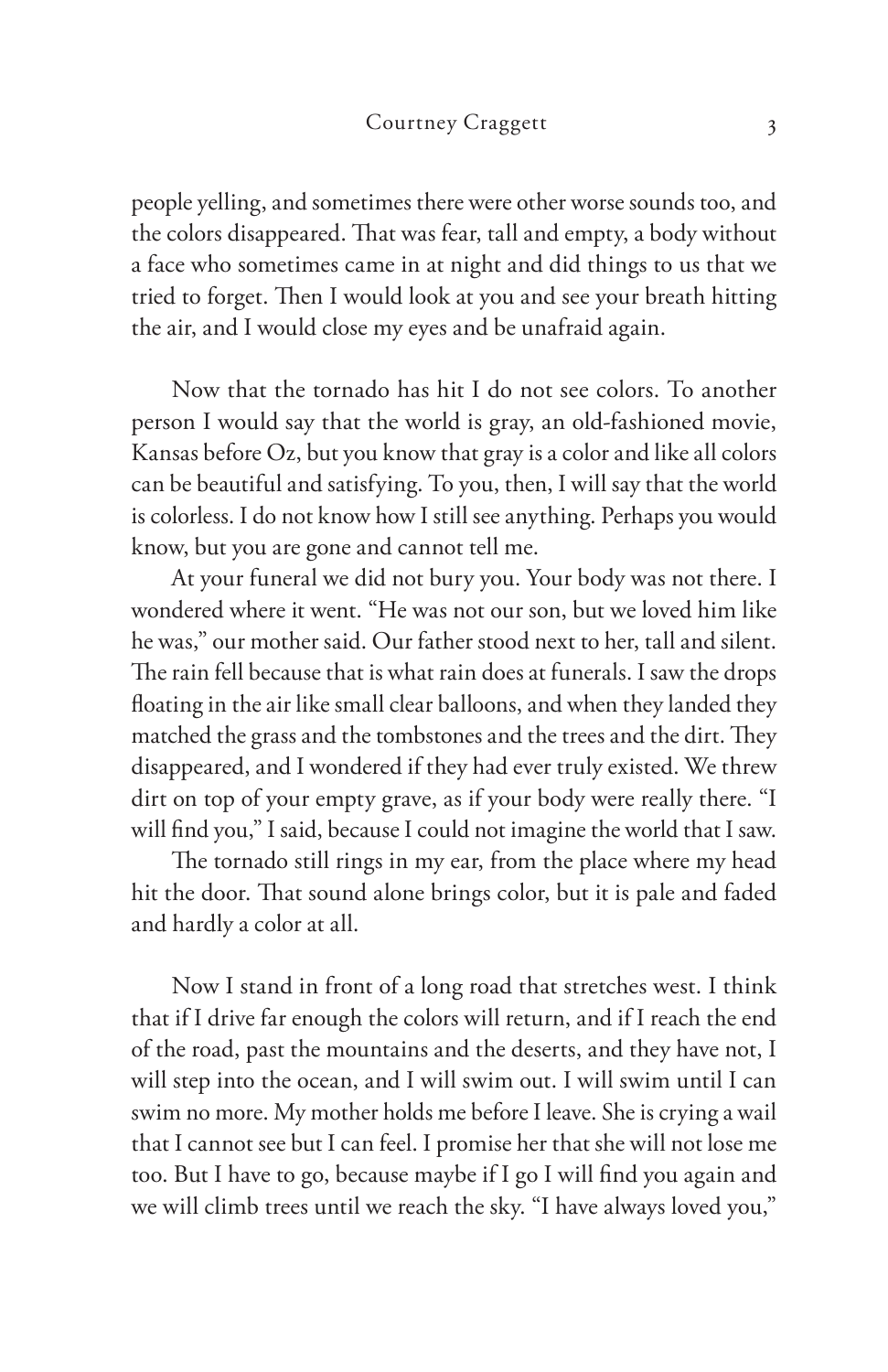people yelling, and sometimes there were other worse sounds too, and the colors disappeared. That was fear, tall and empty, a body without a face who sometimes came in at night and did things to us that we tried to forget. Then I would look at you and see your breath hitting the air, and I would close my eyes and be unafraid again.

Now that the tornado has hit I do not see colors. To another person I would say that the world is gray, an old-fashioned movie, Kansas before Oz, but you know that gray is a color and like all colors can be beautiful and satisfying. To you, then, I will say that the world is colorless. I do not know how I still see anything. Perhaps you would know, but you are gone and cannot tell me.

At your funeral we did not bury you. Your body was not there. I wondered where it went. "He was not our son, but we loved him like he was," our mother said. Our father stood next to her, tall and silent. The rain fell because that is what rain does at funerals. I saw the drops floating in the air like small clear balloons, and when they landed they matched the grass and the tombstones and the trees and the dirt. They disappeared, and I wondered if they had ever truly existed. We threw dirt on top of your empty grave, as if your body were really there. "I will find you," I said, because I could not imagine the world that I saw.

The tornado still rings in my ear, from the place where my head hit the door. That sound alone brings color, but it is pale and faded and hardly a color at all.

Now I stand in front of a long road that stretches west. I think that if I drive far enough the colors will return, and if I reach the end of the road, past the mountains and the deserts, and they have not, I will step into the ocean, and I will swim out. I will swim until I can swim no more. My mother holds me before I leave. She is crying a wail that I cannot see but I can feel. I promise her that she will not lose me too. But I have to go, because maybe if I go I will find you again and we will climb trees until we reach the sky. "I have always loved you,"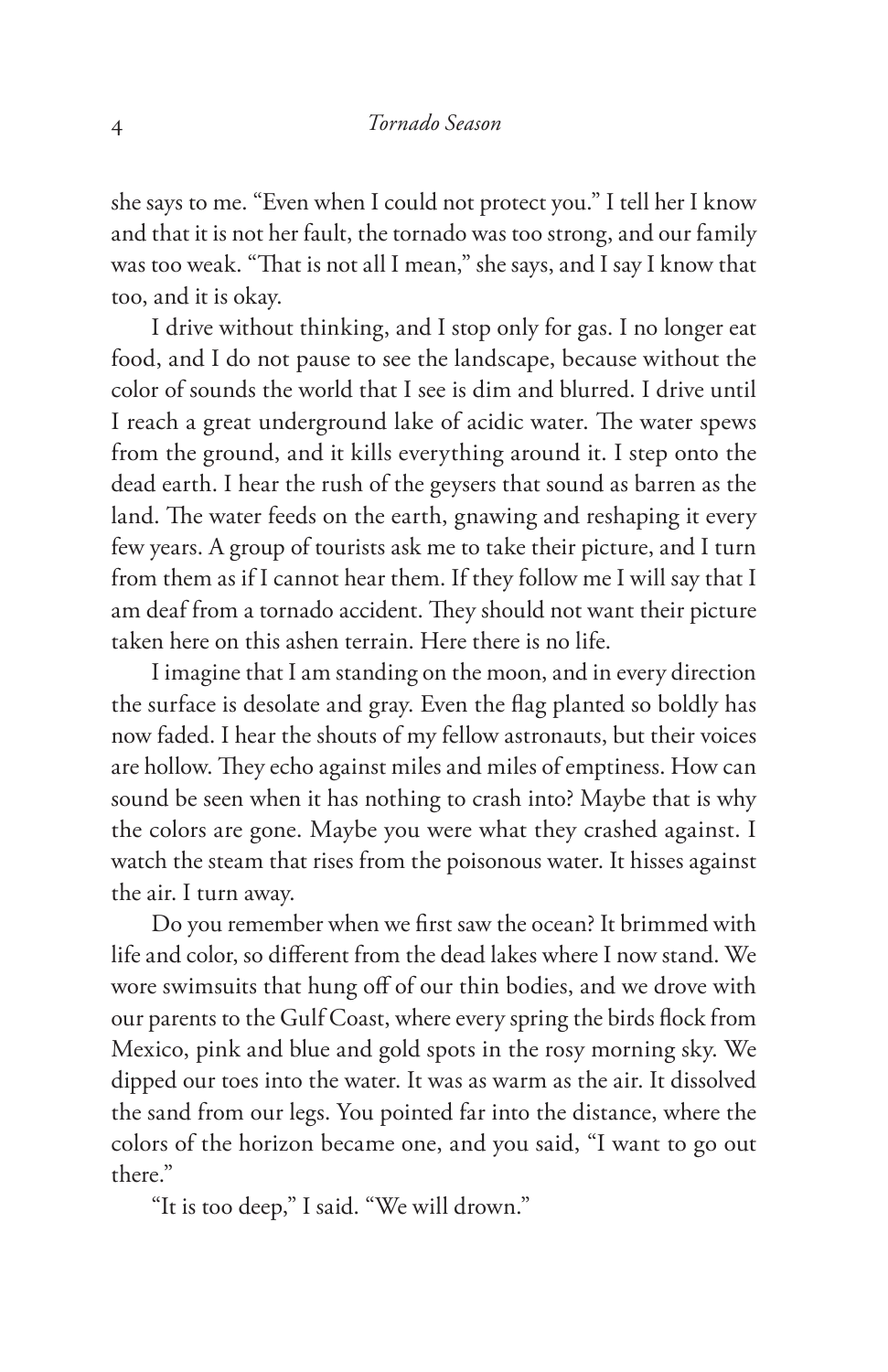she says to me. "Even when I could not protect you." I tell her I know and that it is not her fault, the tornado was too strong, and our family was too weak. "That is not all I mean," she says, and I say I know that too, and it is okay.

I drive without thinking, and I stop only for gas. I no longer eat food, and I do not pause to see the landscape, because without the color of sounds the world that I see is dim and blurred. I drive until I reach a great underground lake of acidic water. The water spews from the ground, and it kills everything around it. I step onto the dead earth. I hear the rush of the geysers that sound as barren as the land. The water feeds on the earth, gnawing and reshaping it every few years. A group of tourists ask me to take their picture, and I turn from them as if I cannot hear them. If they follow me I will say that I am deaf from a tornado accident. They should not want their picture taken here on this ashen terrain. Here there is no life.

I imagine that I am standing on the moon, and in every direction the surface is desolate and gray. Even the flag planted so boldly has now faded. I hear the shouts of my fellow astronauts, but their voices are hollow. They echo against miles and miles of emptiness. How can sound be seen when it has nothing to crash into? Maybe that is why the colors are gone. Maybe you were what they crashed against. I watch the steam that rises from the poisonous water. It hisses against the air. I turn away.

Do you remember when we first saw the ocean? It brimmed with life and color, so different from the dead lakes where I now stand. We wore swimsuits that hung off of our thin bodies, and we drove with our parents to the Gulf Coast, where every spring the birds flock from Mexico, pink and blue and gold spots in the rosy morning sky. We dipped our toes into the water. It was as warm as the air. It dissolved the sand from our legs. You pointed far into the distance, where the colors of the horizon became one, and you said, "I want to go out there."

"It is too deep," I said. "We will drown."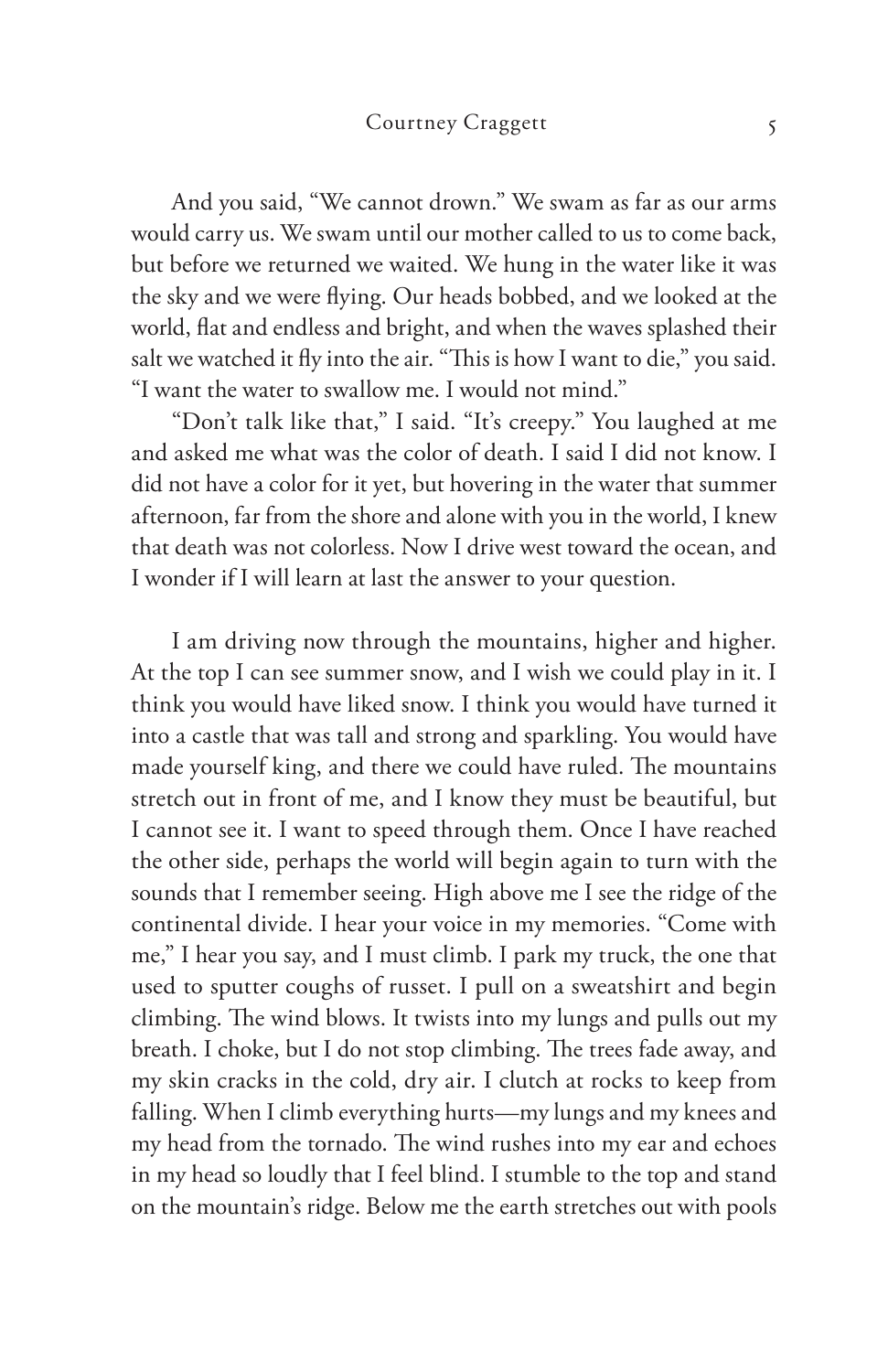And you said, "We cannot drown." We swam as far as our arms would carry us. We swam until our mother called to us to come back, but before we returned we waited. We hung in the water like it was the sky and we were flying. Our heads bobbed, and we looked at the world, flat and endless and bright, and when the waves splashed their salt we watched it fly into the air. "This is how I want to die," you said. "I want the water to swallow me. I would not mind."

"Don't talk like that," I said. "It's creepy." You laughed at me and asked me what was the color of death. I said I did not know. I did not have a color for it yet, but hovering in the water that summer afternoon, far from the shore and alone with you in the world, I knew that death was not colorless. Now I drive west toward the ocean, and I wonder if I will learn at last the answer to your question.

I am driving now through the mountains, higher and higher. At the top I can see summer snow, and I wish we could play in it. I think you would have liked snow. I think you would have turned it into a castle that was tall and strong and sparkling. You would have made yourself king, and there we could have ruled. The mountains stretch out in front of me, and I know they must be beautiful, but I cannot see it. I want to speed through them. Once I have reached the other side, perhaps the world will begin again to turn with the sounds that I remember seeing. High above me I see the ridge of the continental divide. I hear your voice in my memories. "Come with me," I hear you say, and I must climb. I park my truck, the one that used to sputter coughs of russet. I pull on a sweatshirt and begin climbing. The wind blows. It twists into my lungs and pulls out my breath. I choke, but I do not stop climbing. The trees fade away, and my skin cracks in the cold, dry air. I clutch at rocks to keep from falling. When I climb everything hurts—my lungs and my knees and my head from the tornado. The wind rushes into my ear and echoes in my head so loudly that I feel blind. I stumble to the top and stand on the mountain's ridge. Below me the earth stretches out with pools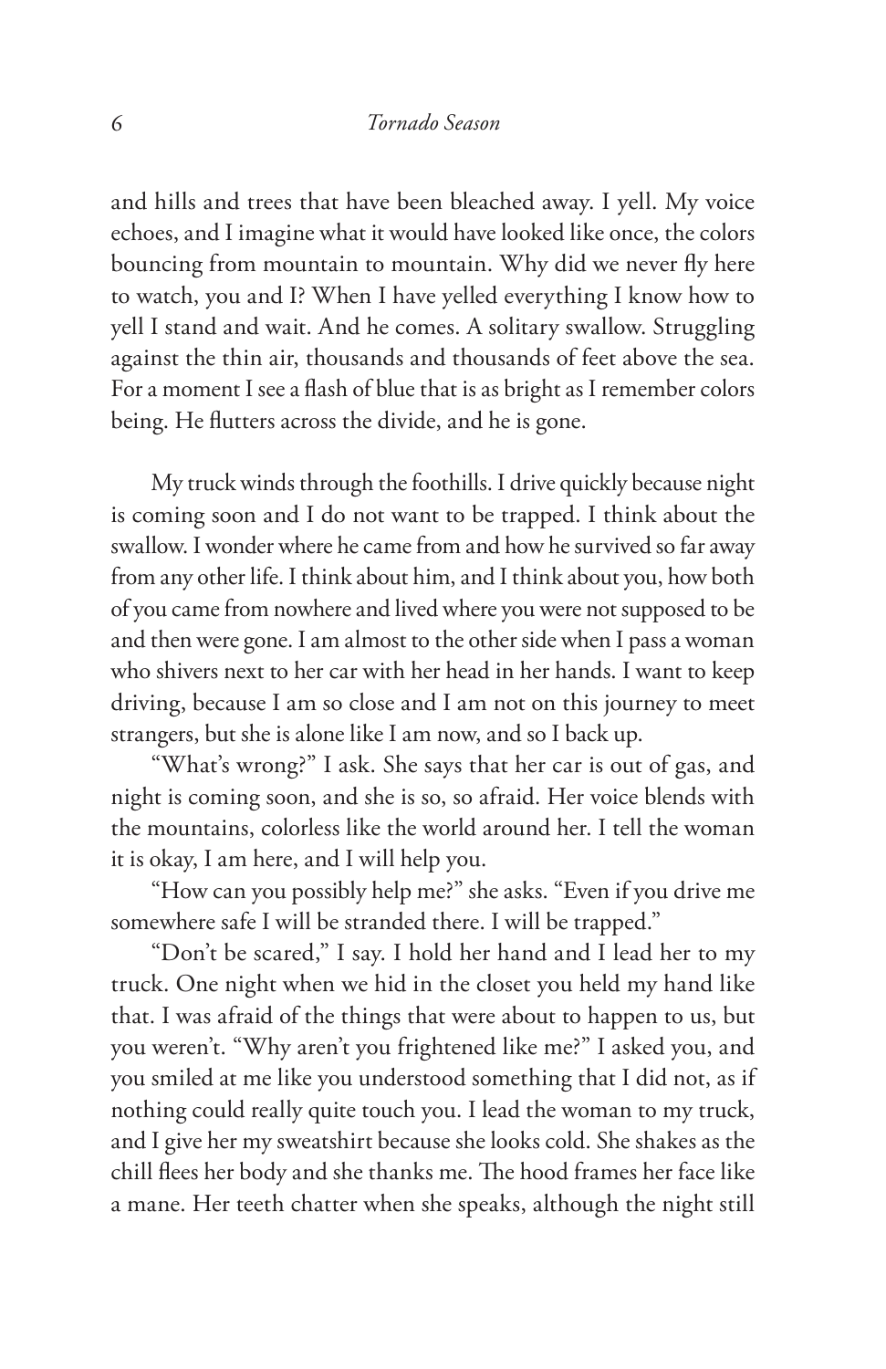and hills and trees that have been bleached away. I yell. My voice echoes, and I imagine what it would have looked like once, the colors bouncing from mountain to mountain. Why did we never fly here to watch, you and I? When I have yelled everything I know how to yell I stand and wait. And he comes. A solitary swallow. Struggling against the thin air, thousands and thousands of feet above the sea. For a moment I see a flash of blue that is as bright as I remember colors being. He flutters across the divide, and he is gone.

My truck winds through the foothills. I drive quickly because night is coming soon and I do not want to be trapped. I think about the swallow. I wonder where he came from and how he survived so far away from any other life. I think about him, and I think about you, how both of you came from nowhere and lived where you were not supposed to be and then were gone. I am almost to the other side when I pass a woman who shivers next to her car with her head in her hands. I want to keep driving, because I am so close and I am not on this journey to meet strangers, but she is alone like I am now, and so I back up.

"What's wrong?" I ask. She says that her car is out of gas, and night is coming soon, and she is so, so afraid. Her voice blends with the mountains, colorless like the world around her. I tell the woman it is okay, I am here, and I will help you.

"How can you possibly help me?" she asks. "Even if you drive me somewhere safe I will be stranded there. I will be trapped."

"Don't be scared," I say. I hold her hand and I lead her to my truck. One night when we hid in the closet you held my hand like that. I was afraid of the things that were about to happen to us, but you weren't. "Why aren't you frightened like me?" I asked you, and you smiled at me like you understood something that I did not, as if nothing could really quite touch you. I lead the woman to my truck, and I give her my sweatshirt because she looks cold. She shakes as the chill flees her body and she thanks me. The hood frames her face like a mane. Her teeth chatter when she speaks, although the night still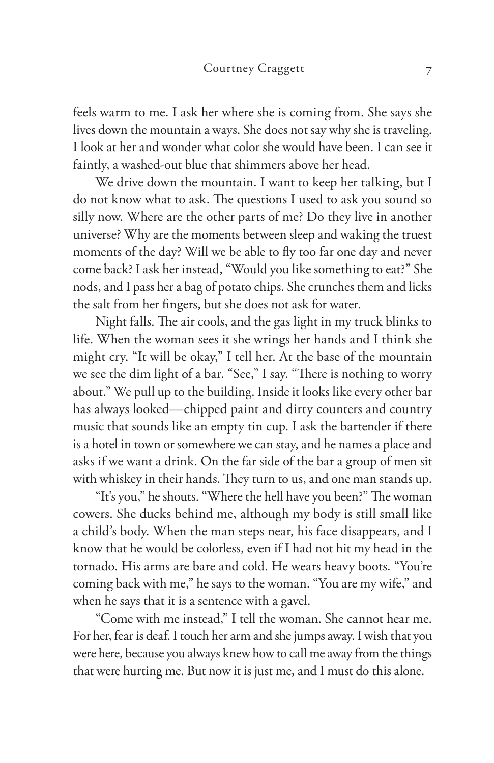feels warm to me. I ask her where she is coming from. She says she lives down the mountain a ways. She does not say why she is traveling. I look at her and wonder what color she would have been. I can see it faintly, a washed-out blue that shimmers above her head.

We drive down the mountain. I want to keep her talking, but I do not know what to ask. The questions I used to ask you sound so silly now. Where are the other parts of me? Do they live in another universe? Why are the moments between sleep and waking the truest moments of the day? Will we be able to fly too far one day and never come back? I ask her instead, "Would you like something to eat?" She nods, and I pass her a bag of potato chips. She crunches them and licks the salt from her fingers, but she does not ask for water.

Night falls. The air cools, and the gas light in my truck blinks to life. When the woman sees it she wrings her hands and I think she might cry. "It will be okay," I tell her. At the base of the mountain we see the dim light of a bar. "See," I say. "There is nothing to worry about." We pull up to the building. Inside it looks like every other bar has always looked—chipped paint and dirty counters and country music that sounds like an empty tin cup. I ask the bartender if there is a hotel in town or somewhere we can stay, and he names a place and asks if we want a drink. On the far side of the bar a group of men sit with whiskey in their hands. They turn to us, and one man stands up.

"It's you," he shouts. "Where the hell have you been?" The woman cowers. She ducks behind me, although my body is still small like a child's body. When the man steps near, his face disappears, and I know that he would be colorless, even if I had not hit my head in the tornado. His arms are bare and cold. He wears heavy boots. "You're coming back with me," he says to the woman. "You are my wife," and when he says that it is a sentence with a gavel.

"Come with me instead," I tell the woman. She cannot hear me. For her, fear is deaf. I touch her arm and she jumps away. I wish that you were here, because you always knew how to call me away from the things that were hurting me. But now it is just me, and I must do this alone.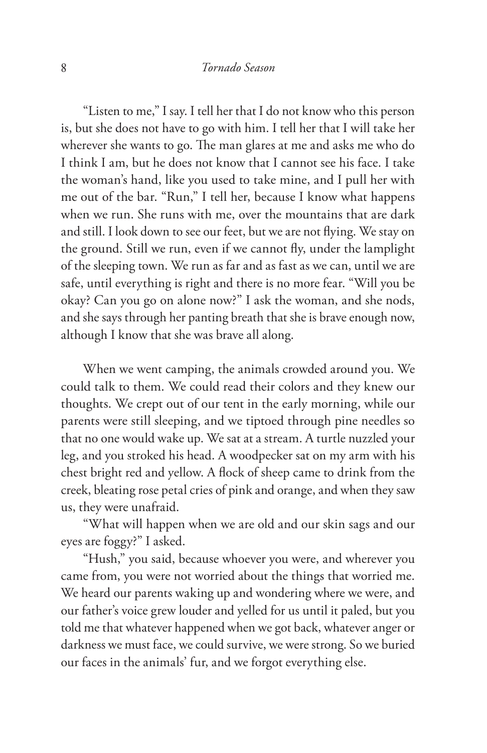"Listen to me," I say. I tell her that I do not know who this person is, but she does not have to go with him. I tell her that I will take her wherever she wants to go. The man glares at me and asks me who do I think I am, but he does not know that I cannot see his face. I take the woman's hand, like you used to take mine, and I pull her with me out of the bar. "Run," I tell her, because I know what happens when we run. She runs with me, over the mountains that are dark and still. I look down to see our feet, but we are not flying. We stay on the ground. Still we run, even if we cannot fly, under the lamplight of the sleeping town. We run as far and as fast as we can, until we are safe, until everything is right and there is no more fear. "Will you be okay? Can you go on alone now?" I ask the woman, and she nods, and she says through her panting breath that she is brave enough now, although I know that she was brave all along.

When we went camping, the animals crowded around you. We could talk to them. We could read their colors and they knew our thoughts. We crept out of our tent in the early morning, while our parents were still sleeping, and we tiptoed through pine needles so that no one would wake up. We sat at a stream. A turtle nuzzled your leg, and you stroked his head. A woodpecker sat on my arm with his chest bright red and yellow. A flock of sheep came to drink from the creek, bleating rose petal cries of pink and orange, and when they saw us, they were unafraid.

"What will happen when we are old and our skin sags and our eyes are foggy?" I asked.

"Hush," you said, because whoever you were, and wherever you came from, you were not worried about the things that worried me. We heard our parents waking up and wondering where we were, and our father's voice grew louder and yelled for us until it paled, but you told me that whatever happened when we got back, whatever anger or darkness we must face, we could survive, we were strong. So we buried our faces in the animals' fur, and we forgot everything else.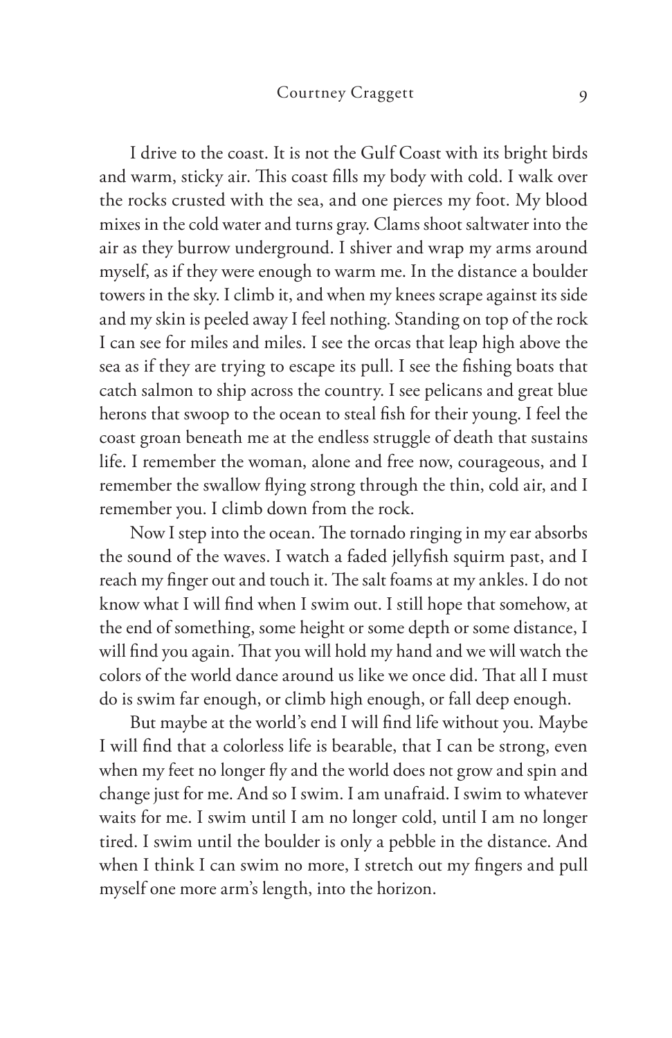I drive to the coast. It is not the Gulf Coast with its bright birds and warm, sticky air. This coast fills my body with cold. I walk over the rocks crusted with the sea, and one pierces my foot. My blood mixes in the cold water and turns gray. Clams shoot saltwater into the air as they burrow underground. I shiver and wrap my arms around myself, as if they were enough to warm me. In the distance a boulder towers in the sky. I climb it, and when my knees scrape against its side and my skin is peeled away I feel nothing. Standing on top of the rock I can see for miles and miles. I see the orcas that leap high above the sea as if they are trying to escape its pull. I see the fishing boats that catch salmon to ship across the country. I see pelicans and great blue herons that swoop to the ocean to steal fish for their young. I feel the coast groan beneath me at the endless struggle of death that sustains life. I remember the woman, alone and free now, courageous, and I remember the swallow flying strong through the thin, cold air, and I remember you. I climb down from the rock.

Now I step into the ocean. The tornado ringing in my ear absorbs the sound of the waves. I watch a faded jellyfish squirm past, and I reach my finger out and touch it. The salt foams at my ankles. I do not know what I will find when I swim out. I still hope that somehow, at the end of something, some height or some depth or some distance, I will find you again. That you will hold my hand and we will watch the colors of the world dance around us like we once did. That all I must do is swim far enough, or climb high enough, or fall deep enough.

But maybe at the world's end I will find life without you. Maybe I will find that a colorless life is bearable, that I can be strong, even when my feet no longer fly and the world does not grow and spin and change just for me. And so I swim. I am unafraid. I swim to whatever waits for me. I swim until I am no longer cold, until I am no longer tired. I swim until the boulder is only a pebble in the distance. And when I think I can swim no more, I stretch out my fingers and pull myself one more arm's length, into the horizon.